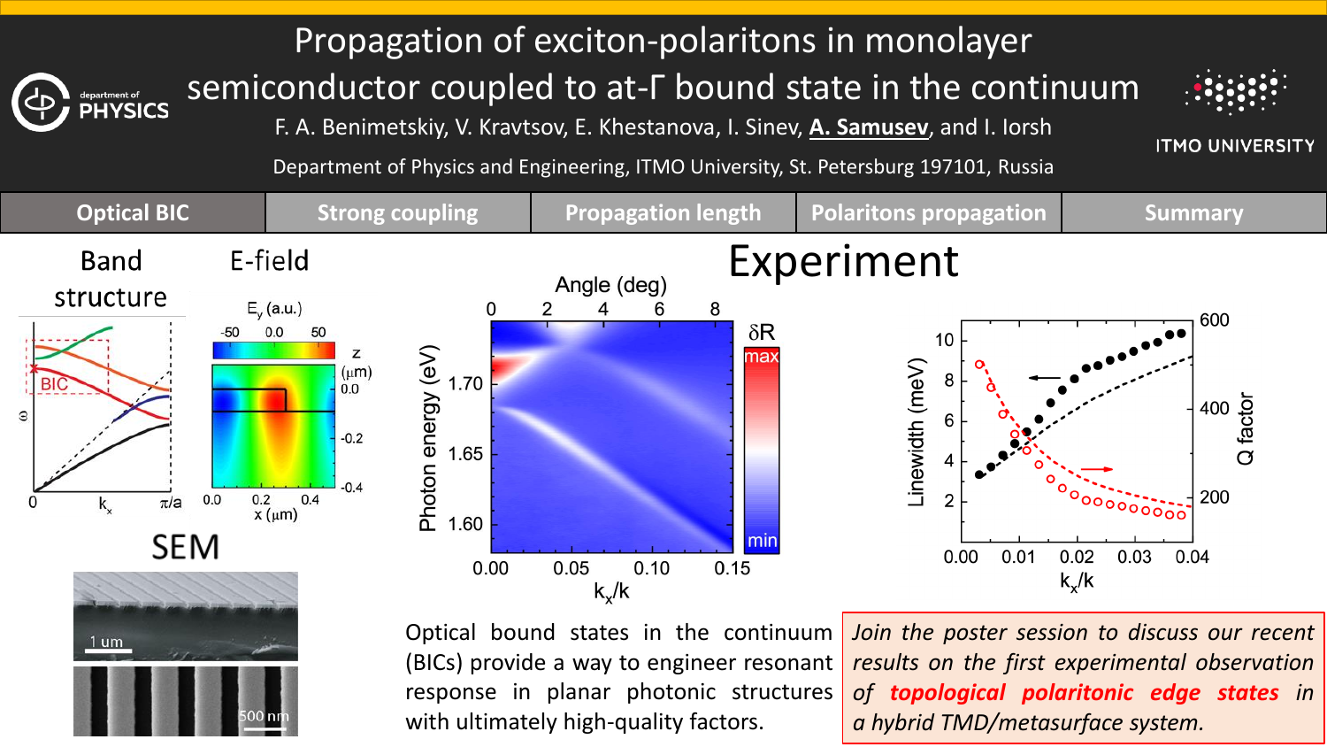# Propagation of exciton-polaritons in monolayer semiconductor coupled to at-Γ bound state in the continuum

F. A. Benimetskiy, V. Kravtsov, E. Khestanova, I. Sinev, **A. Samusev**, and I. Iorsh

Department of Physics and Engineering, ITMO University, St. Petersburg 197101, Russia

department of PHYSICS

ITMO UNIVERSITY

| Optical BIC | Strong coupling | Propagation length | Polaritons propagation | Summary |
| --- | --- | --- | --- | --- |

Band structure

E-field

SEM

## Experiment

Optical bound states in the continuum (BICs) provide a way to engineer resonant response in planar photonic structures with ultimately high-quality factors.

*Join the poster session to discuss our recent results on the first experimental observation of* ***topological polaritonic edge states*** *in a hybrid TMD/metasurface system.*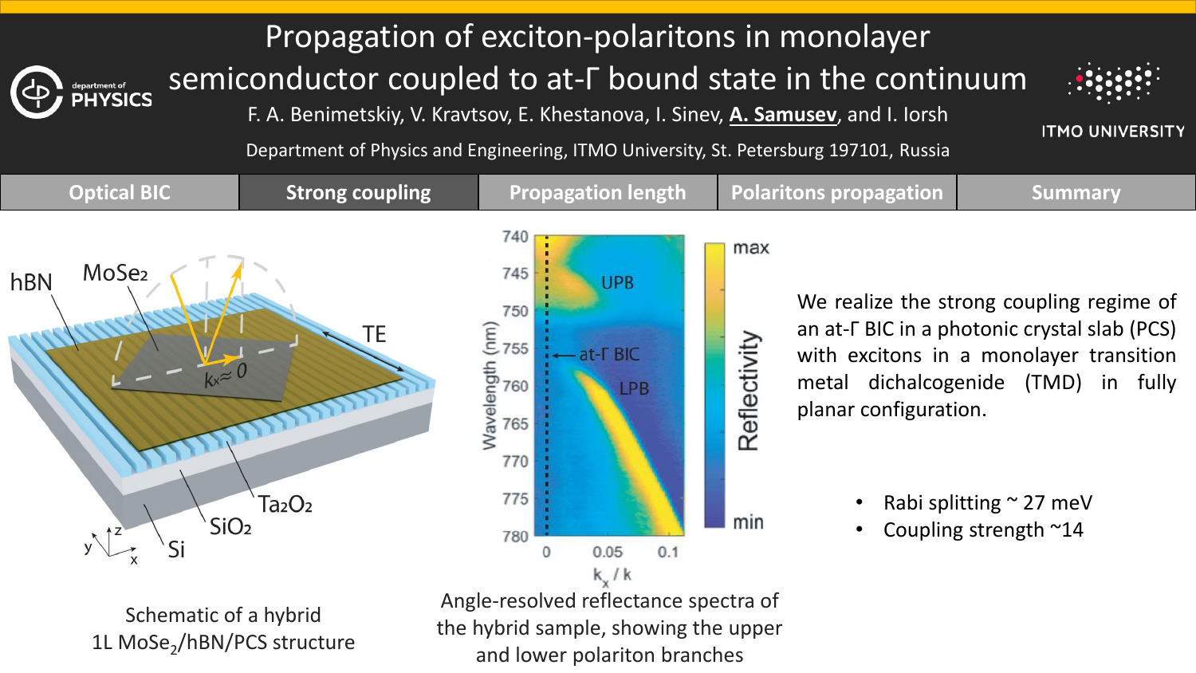# Propagation of exciton-polaritons in monolayer semiconductor coupled to at-Γ bound state in the continuum

F. A. Benimetskiy, V. Kravtsov, E. Khestanova, I. Sinev, **A. Samusev**, and I. Iorsh

Department of Physics and Engineering, ITMO University, St. Petersburg 197101, Russia

Optical BIC | **Strong coupling** | Propagation length | Polaritons propagation | Summary

Schematic of a hybrid 1L $MoSe_2$/hBN/PCS structure

Angle-resolved reflectance spectra of the hybrid sample, showing the upper and lower polariton branches

We realize the strong coupling regime of an at-Γ BIC in a photonic crystal slab (PCS) with excitons in a monolayer transition metal dichalcogenide (TMD) in fully planar configuration.

- Rabi splitting ~ 27 meV
- Coupling strength ~14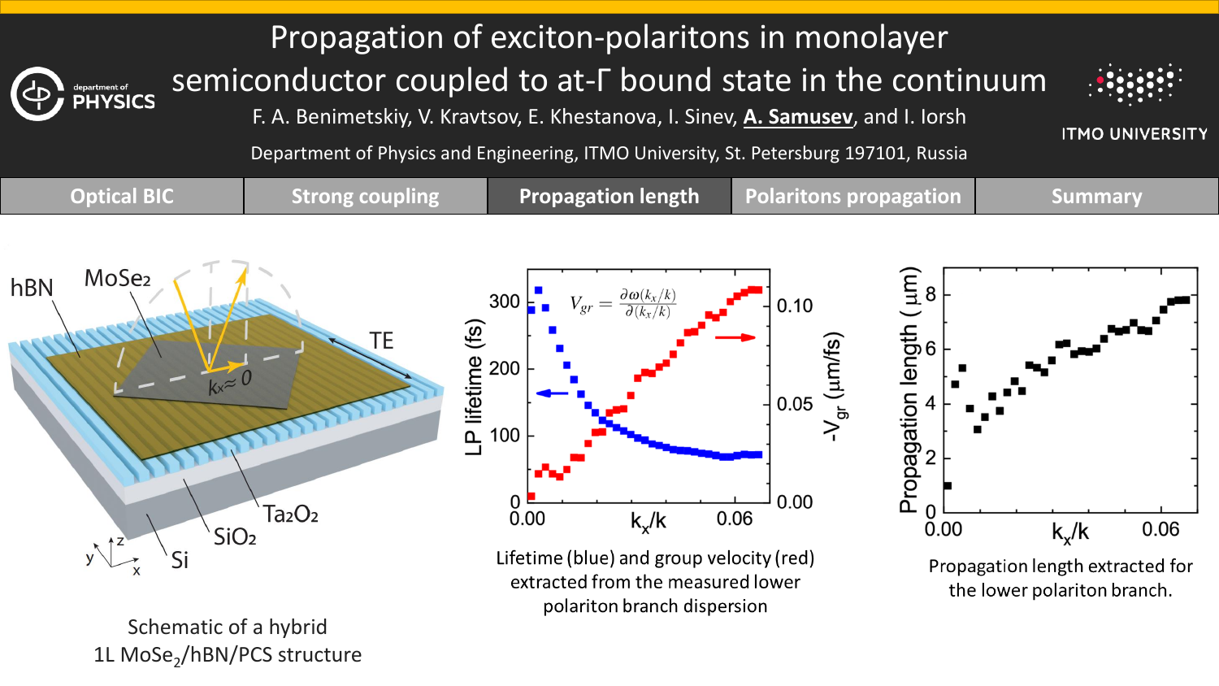# Propagation of exciton-polaritons in monolayer semiconductor coupled to at-Γ bound state in the continuum

F. A. Benimetskiy, V. Kravtsov, E. Khestanova, I. Sinev, **A. Samusev**, and I. Iorsh

Department of Physics and Engineering, ITMO University, St. Petersburg 197101, Russia

Optical BIC | Strong coupling | **Propagation length** | Polaritons propagation | Summary

Schematic of a hybrid 1L $MoSe_2$/hBN/PCS structure

$$V_{gr} = \frac{\partial \omega(k_x/k)}{\partial (k_x/k)}$$

Lifetime (blue) and group velocity (red) extracted from the measured lower polariton branch dispersion

Propagation length extracted for the lower polariton branch.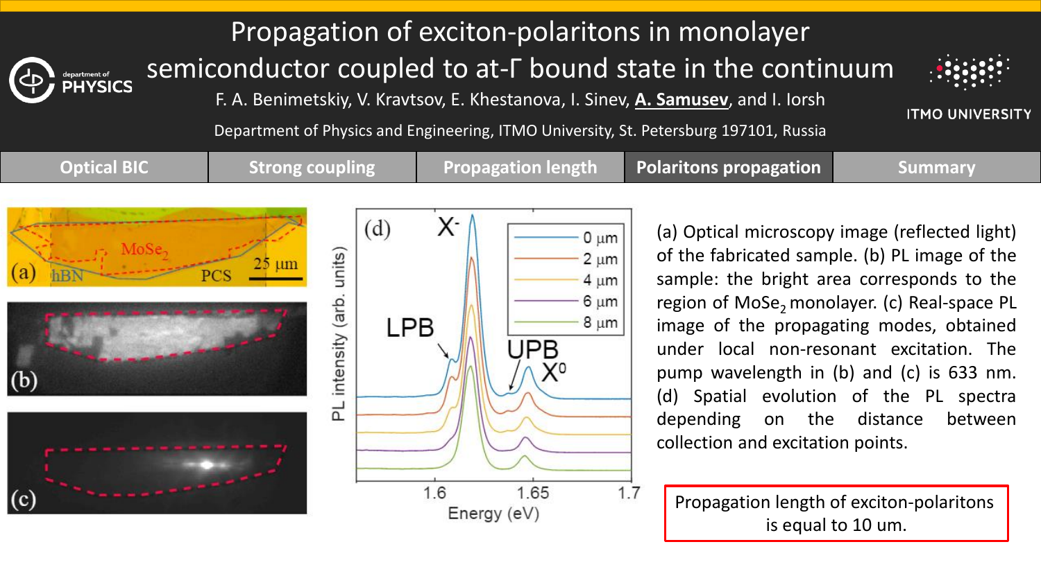# Propagation of exciton-polaritons in monolayer semiconductor coupled to at-Γ bound state in the continuum

F. A. Benimetskiy, V. Kravtsov, E. Khestanova, I. Sinev, **A. Samusev**, and I. Iorsh

Department of Physics and Engineering, ITMO University, St. Petersburg 197101, Russia

Optical BIC | Strong coupling | Propagation length | **Polaritons propagation** | Summary

(a) Optical microscopy image (reflected light) of the fabricated sample. (b) PL image of the sample: the bright area corresponds to the region of $MoSe_2$ monolayer. (c) Real-space PL image of the propagating modes, obtained under local non-resonant excitation. The pump wavelength in (b) and (c) is 633 nm. (d) Spatial evolution of the PL spectra depending on the distance between collection and excitation points.

Propagation length of exciton-polaritons is equal to 10 um.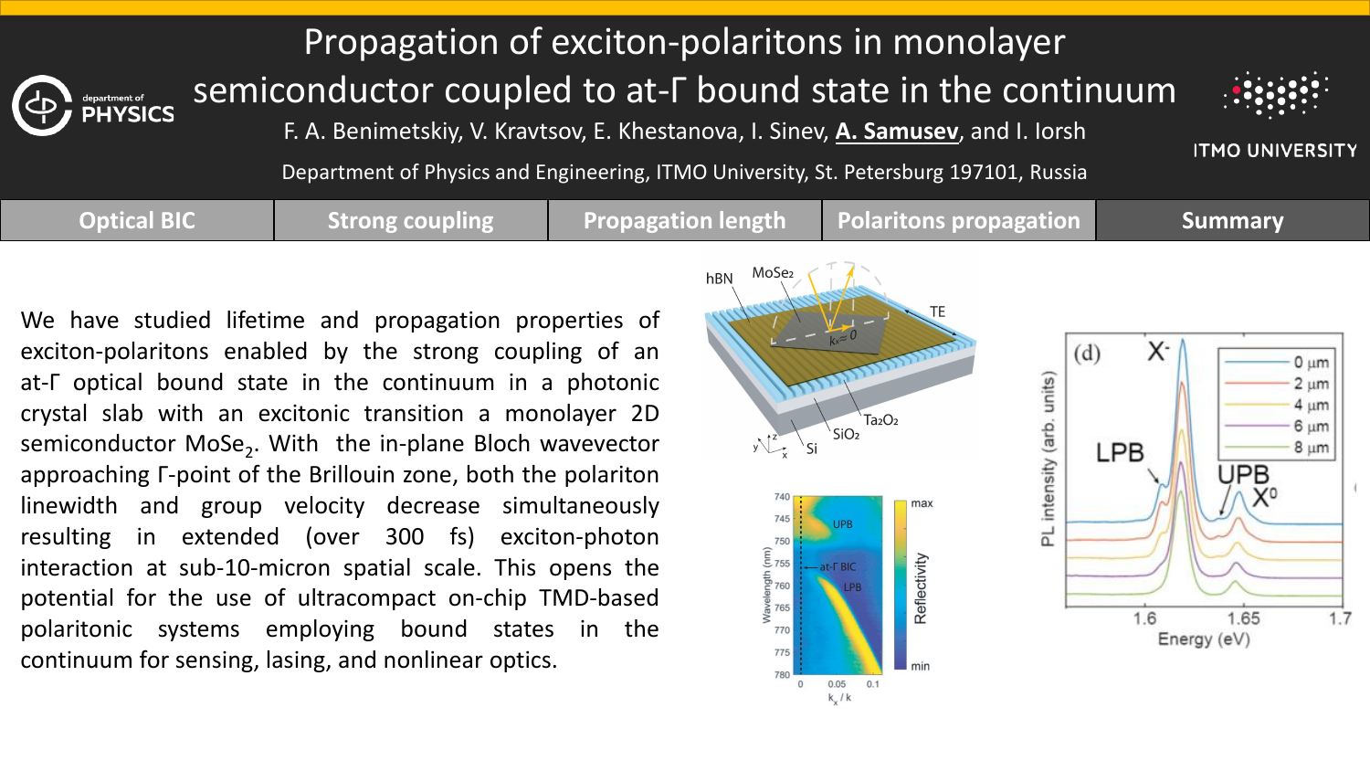# Propagation of exciton-polaritons in monolayer semiconductor coupled to at-Γ bound state in the continuum

F. A. Benimetskiy, V. Kravtsov, E. Khestanova, I. Sinev, **A. Samusev**, and I. Iorsh

Department of Physics and Engineering, ITMO University, St. Petersburg 197101, Russia

department of PHYSICS

ITMO UNIVERSITY

| Optical BIC | Strong coupling | Propagation length | Polaritons propagation | Summary |
|---|---|---|---|---|

We have studied lifetime and propagation properties of exciton-polaritons enabled by the strong coupling of an at-Γ optical bound state in the continuum in a photonic crystal slab with an excitonic transition a monolayer 2D semiconductor $MoSe_2$. With the in-plane Bloch wavevector approaching Γ-point of the Brillouin zone, both the polariton linewidth and group velocity decrease simultaneously resulting in extended (over 300 fs) exciton-photon interaction at sub-10-micron spatial scale. This opens the potential for the use of ultracompact on-chip TMD-based polaritonic systems employing bound states in the continuum for sensing, lasing, and nonlinear optics.

hBN
$MoSe_2$
TE
$k_x \approx 0$
$Ta_2O_5$
$SiO_2$
Si

740
745
750
755
760
765
770
775
780
Wavelength (nm)
UPB
at-Γ BIC
LPB
0
0.05
0.1
$k_x / k$
max
Reflectivity
min

(d)
$X^-$
LPB
UPB
$X^0$
0 μm
2 μm
4 μm
6 μm
8 μm
PL intensity (arb. units)
1.6
1.65
1.7
Energy (eV)